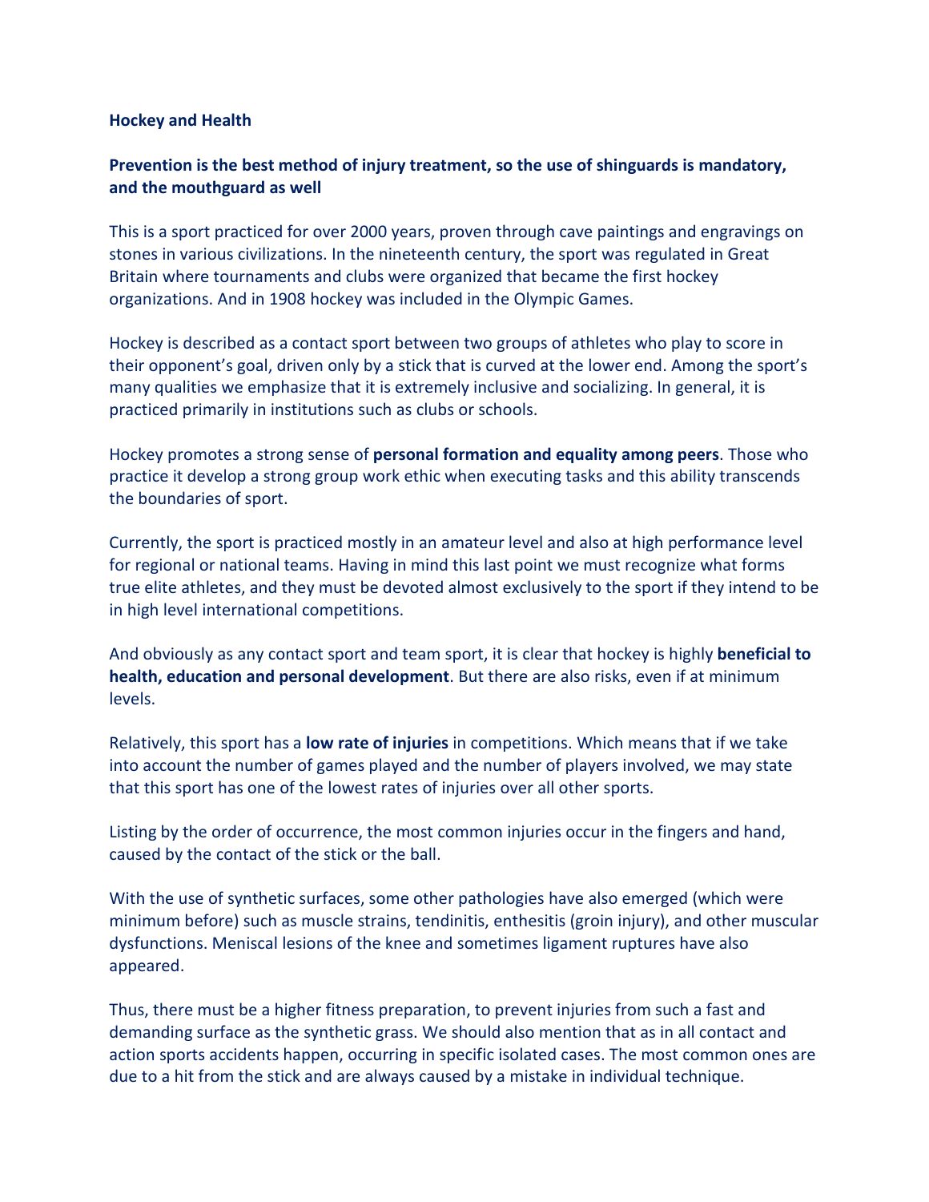**Hockey and Health**

**Prevention is the best method of injury treatment, so the use of shinguards is mandatory, and the mouthguard as well**

This is a sport practiced for over 2000 years, proven through cave paintings and engravings on stones in various civilizations. In the nineteenth century, the sport was regulated in Great Britain where tournaments and clubs were organized that became the first hockey organizations. And in 1908 hockey was included in the Olympic Games.

Hockey is described as a contact sport between two groups of athletes who play to score in their opponent's goal, driven only by a stick that is curved at the lower end. Among the sport's many qualities we emphasize that it is extremely inclusive and socializing. In general, it is practiced primarily in institutions such as clubs or schools.

Hockey promotes a strong sense of **personal formation and equality among peers**. Those who practice it develop a strong group work ethic when executing tasks and this ability transcends the boundaries of sport.

Currently, the sport is practiced mostly in an amateur level and also at high performance level for regional or national teams. Having in mind this last point we must recognize what forms true elite athletes, and they must be devoted almost exclusively to the sport if they intend to be in high level international competitions.

And obviously as any contact sport and team sport, it is clear that hockey is highly **beneficial to health, education and personal development**. But there are also risks, even if at minimum levels.

Relatively, this sport has a **low rate of injuries** in competitions. Which means that if we take into account the number of games played and the number of players involved, we may state that this sport has one of the lowest rates of injuries over all other sports.

Listing by the order of occurrence, the most common injuries occur in the fingers and hand, caused by the contact of the stick or the ball.

With the use of synthetic surfaces, some other pathologies have also emerged (which were minimum before) such as muscle strains, tendinitis, enthesitis (groin injury), and other muscular dysfunctions. Meniscal lesions of the knee and sometimes ligament ruptures have also appeared.

Thus, there must be a higher fitness preparation, to prevent injuries from such a fast and demanding surface as the synthetic grass. We should also mention that as in all contact and action sports accidents happen, occurring in specific isolated cases. The most common ones are due to a hit from the stick and are always caused by a mistake in individual technique.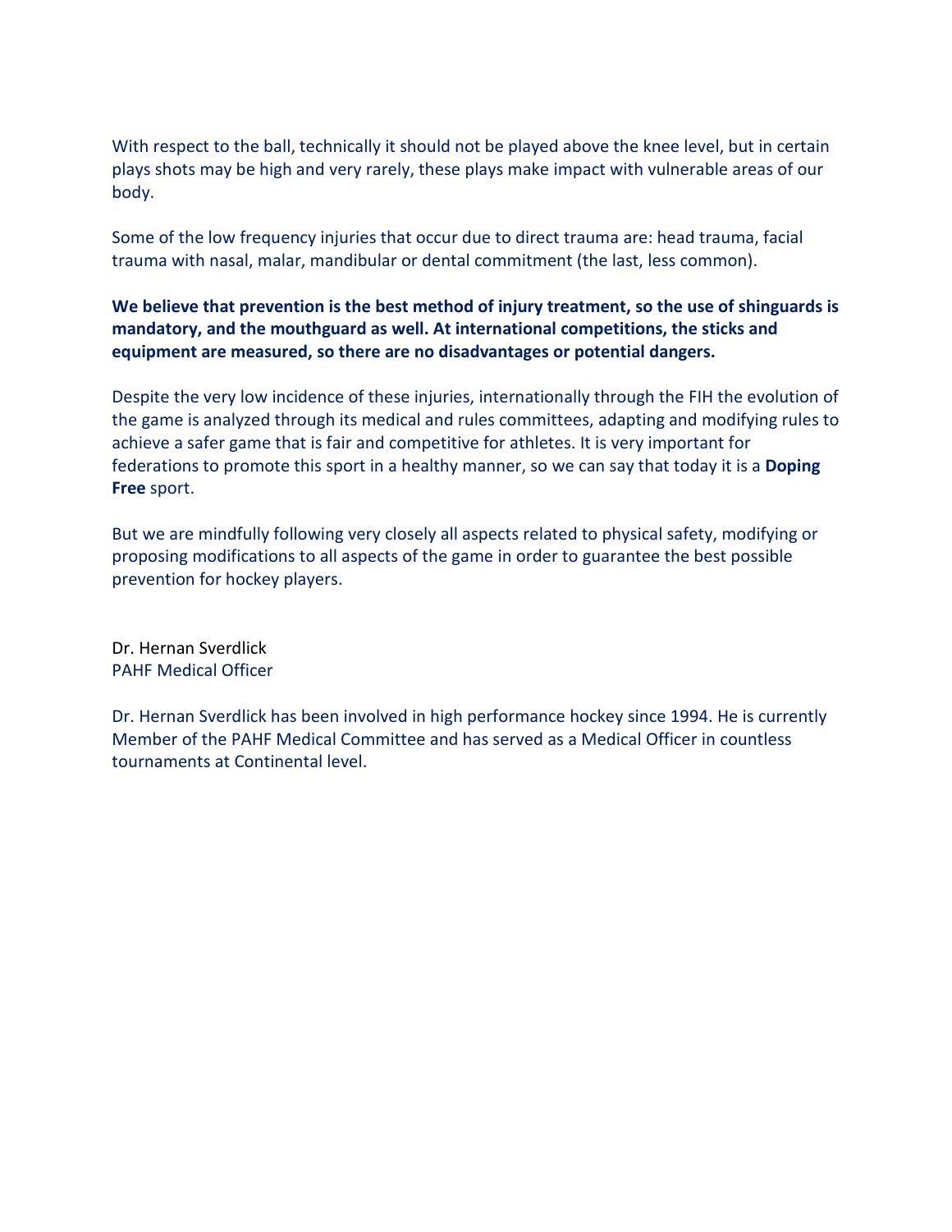With respect to the ball, technically it should not be played above the knee level, but in certain plays shots may be high and very rarely, these plays make impact with vulnerable areas of our body.

Some of the low frequency injuries that occur due to direct trauma are: head trauma, facial trauma with nasal, malar, mandibular or dental commitment (the last, less common).

**We believe that prevention is the best method of injury treatment, so the use of shinguards is mandatory, and the mouthguard as well. At international competitions, the sticks and equipment are measured, so there are no disadvantages or potential dangers.**

Despite the very low incidence of these injuries, internationally through the FIH the evolution of the game is analyzed through its medical and rules committees, adapting and modifying rules to achieve a safer game that is fair and competitive for athletes. It is very important for federations to promote this sport in a healthy manner, so we can say that today it is a **Doping Free** sport.

But we are mindfully following very closely all aspects related to physical safety, modifying or proposing modifications to all aspects of the game in order to guarantee the best possible prevention for hockey players.

Dr. Hernan Sverdlick
PAHF Medical Officer

Dr. Hernan Sverdlick has been involved in high performance hockey since 1994. He is currently Member of the PAHF Medical Committee and has served as a Medical Officer in countless tournaments at Continental level.